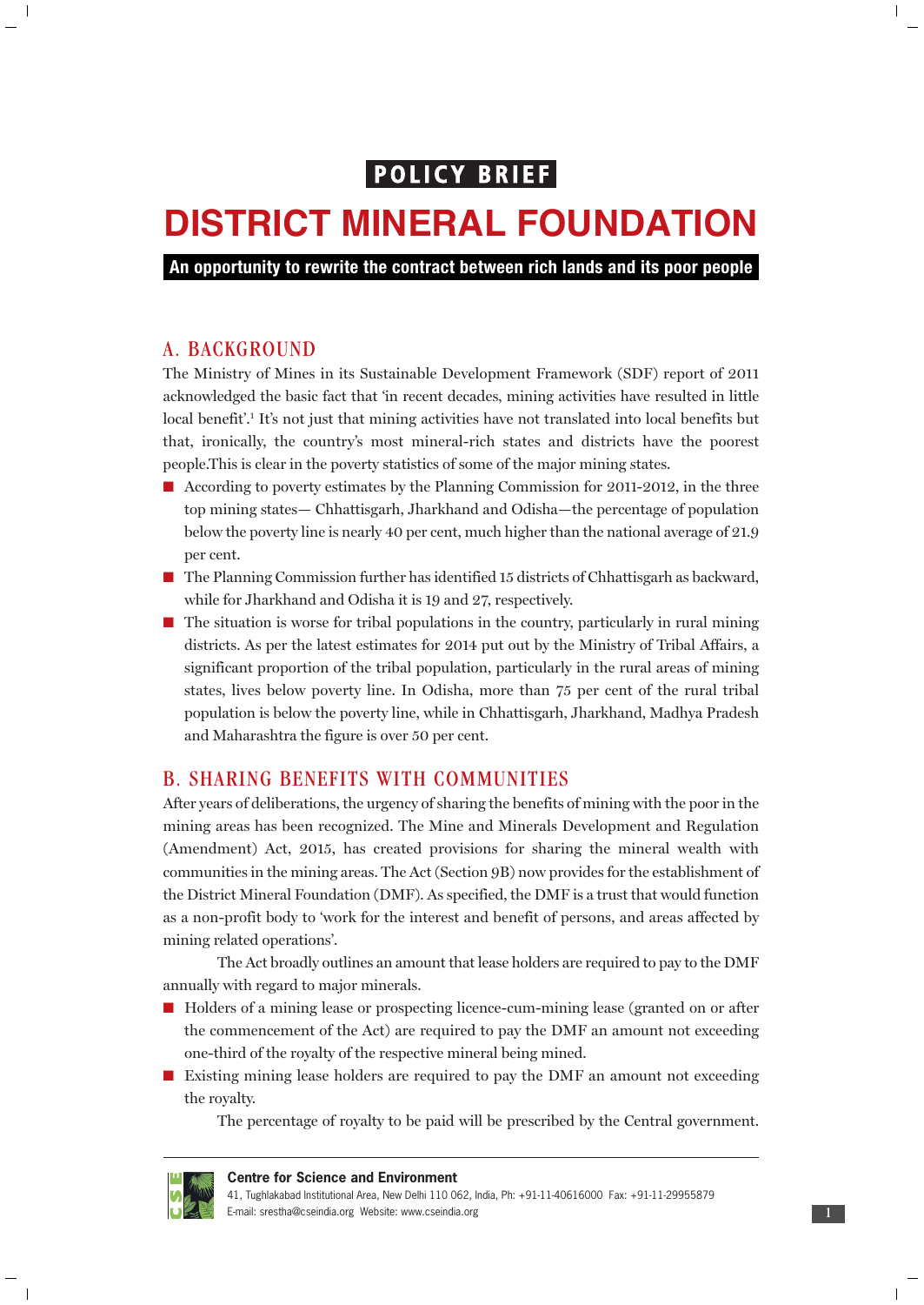POLICY BRIEF

# DISTRICT MINERAL FOUNDATION

**An opportunity to rewrite the contract between rich lands and its poor people**

## A. BACKGROUND

The Ministry of Mines in its Sustainable Development Framework (SDF) report of 2011 acknowledged the basic fact that 'in recent decades, mining activities have resulted in little local benefit'.[1] It's not just that mining activities have not translated into local benefits but that, ironically, the country's most mineral-rich states and districts have the poorest people.This is clear in the poverty statistics of some of the major mining states.

- According to poverty estimates by the Planning Commission for 2011-2012, in the three top mining states— Chhattisgarh, Jharkhand and Odisha—the percentage of population below the poverty line is nearly 40 per cent, much higher than the national average of 21.9 per cent.
- The Planning Commission further has identified 15 districts of Chhattisgarh as backward, while for Jharkhand and Odisha it is 19 and 27, respectively.
- The situation is worse for tribal populations in the country, particularly in rural mining districts. As per the latest estimates for 2014 put out by the Ministry of Tribal Affairs, a significant proportion of the tribal population, particularly in the rural areas of mining states, lives below poverty line. In Odisha, more than 75 per cent of the rural tribal population is below the poverty line, while in Chhattisgarh, Jharkhand, Madhya Pradesh and Maharashtra the figure is over 50 per cent.

## B. SHARING BENEFITS WITH COMMUNITIES

After years of deliberations, the urgency of sharing the benefits of mining with the poor in the mining areas has been recognized. The Mine and Minerals Development and Regulation (Amendment) Act, 2015, has created provisions for sharing the mineral wealth with communities in the mining areas. The Act (Section 9B) now provides for the establishment of the District Mineral Foundation (DMF). As specified, the DMF is a trust that would function as a non-profit body to 'work for the interest and benefit of persons, and areas affected by mining related operations'.

The Act broadly outlines an amount that lease holders are required to pay to the DMF annually with regard to major minerals.

- Holders of a mining lease or prospecting licence-cum-mining lease (granted on or after the commencement of the Act) are required to pay the DMF an amount not exceeding one-third of the royalty of the respective mineral being mined.
- Existing mining lease holders are required to pay the DMF an amount not exceeding the royalty.

The percentage of royalty to be paid will be prescribed by the Central government.

**Centre for Science and Environment**
41, Tughlakabad Institutional Area, New Delhi 110 062, India, Ph: +91-11-40616000 Fax: +91-11-29955879
E-mail: srestha@cseindia.org Website: www.cseindia.org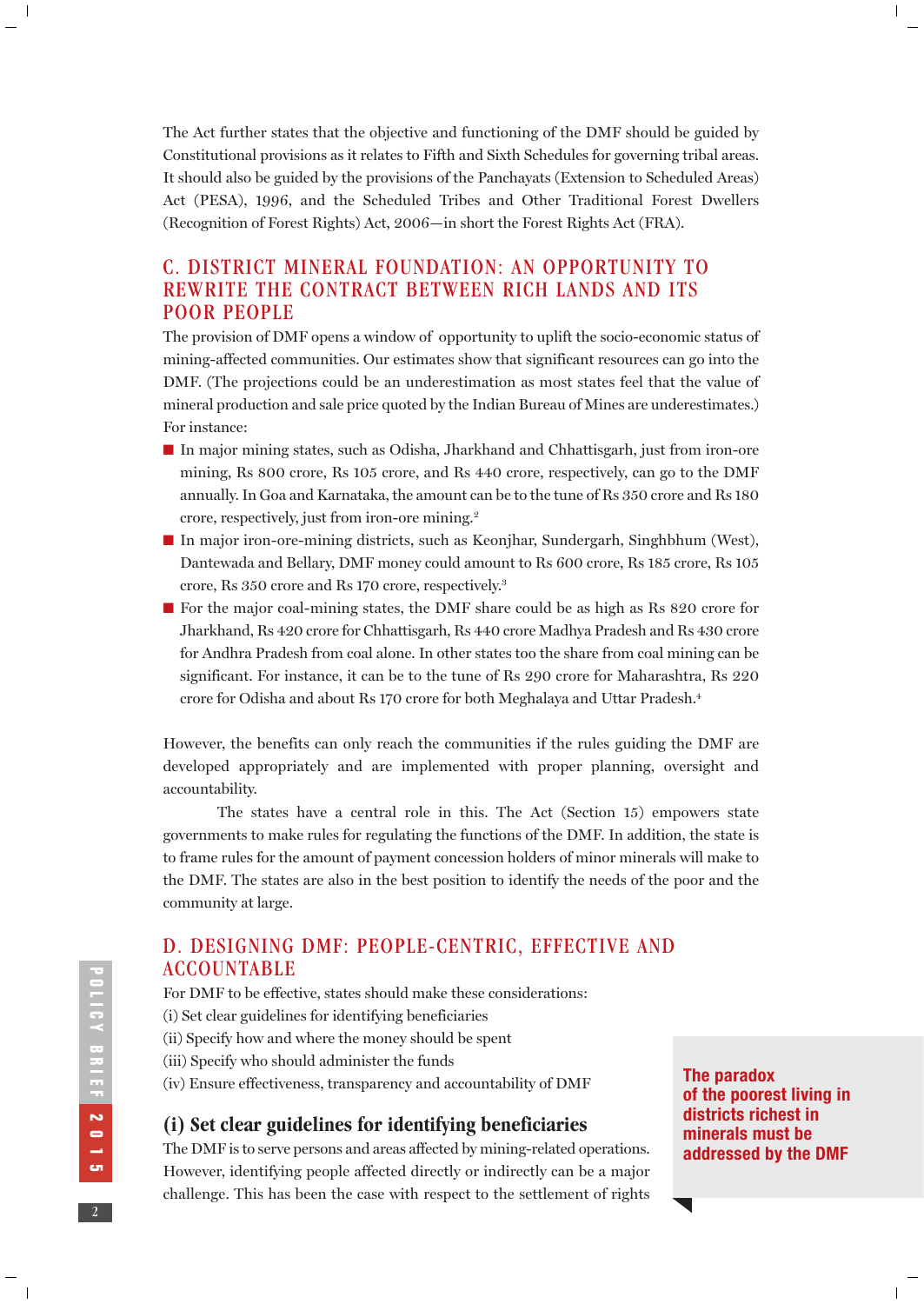The Act further states that the objective and functioning of the DMF should be guided by Constitutional provisions as it relates to Fifth and Sixth Schedules for governing tribal areas. It should also be guided by the provisions of the Panchayats (Extension to Scheduled Areas) Act (PESA), 1996, and the Scheduled Tribes and Other Traditional Forest Dwellers (Recognition of Forest Rights) Act, 2006—in short the Forest Rights Act (FRA).

## C. DISTRICT MINERAL FOUNDATION: AN OPPORTUNITY TO REWRITE THE CONTRACT BETWEEN RICH LANDS AND ITS POOR PEOPLE

The provision of DMF opens a window of opportunity to uplift the socio-economic status of mining-affected communities. Our estimates show that significant resources can go into the DMF. (The projections could be an underestimation as most states feel that the value of mineral production and sale price quoted by the Indian Bureau of Mines are underestimates.) For instance:

- In major mining states, such as Odisha, Jharkhand and Chhattisgarh, just from iron-ore mining, Rs 800 crore, Rs 105 crore, and Rs 440 crore, respectively, can go to the DMF annually. In Goa and Karnataka, the amount can be to the tune of Rs 350 crore and Rs 180 crore, respectively, just from iron-ore mining.[2]
- In major iron-ore-mining districts, such as Keonjhar, Sundergarh, Singhbhum (West), Dantewada and Bellary, DMF money could amount to Rs 600 crore, Rs 185 crore, Rs 105 crore, Rs 350 crore and Rs 170 crore, respectively.[3]
- For the major coal-mining states, the DMF share could be as high as Rs 820 crore for Jharkhand, Rs 420 crore for Chhattisgarh, Rs 440 crore Madhya Pradesh and Rs 430 crore for Andhra Pradesh from coal alone. In other states too the share from coal mining can be significant. For instance, it can be to the tune of Rs 290 crore for Maharashtra, Rs 220 crore for Odisha and about Rs 170 crore for both Meghalaya and Uttar Pradesh.[4]

However, the benefits can only reach the communities if the rules guiding the DMF are developed appropriately and are implemented with proper planning, oversight and accountability.

The states have a central role in this. The Act (Section 15) empowers state governments to make rules for regulating the functions of the DMF. In addition, the state is to frame rules for the amount of payment concession holders of minor minerals will make to the DMF. The states are also in the best position to identify the needs of the poor and the community at large.

## D. DESIGNING DMF: PEOPLE-CENTRIC, EFFECTIVE AND ACCOUNTABLE

For DMF to be effective, states should make these considerations:

(i) Set clear guidelines for identifying beneficiaries
(ii) Specify how and where the money should be spent
(iii) Specify who should administer the funds
(iv) Ensure effectiveness, transparency and accountability of DMF

### (i) Set clear guidelines for identifying beneficiaries

The DMF is to serve persons and areas affected by mining-related operations. However, identifying people affected directly or indirectly can be a major challenge. This has been the case with respect to the settlement of rights

**The paradox of the poorest living in districts richest in minerals must be addressed by the DMF**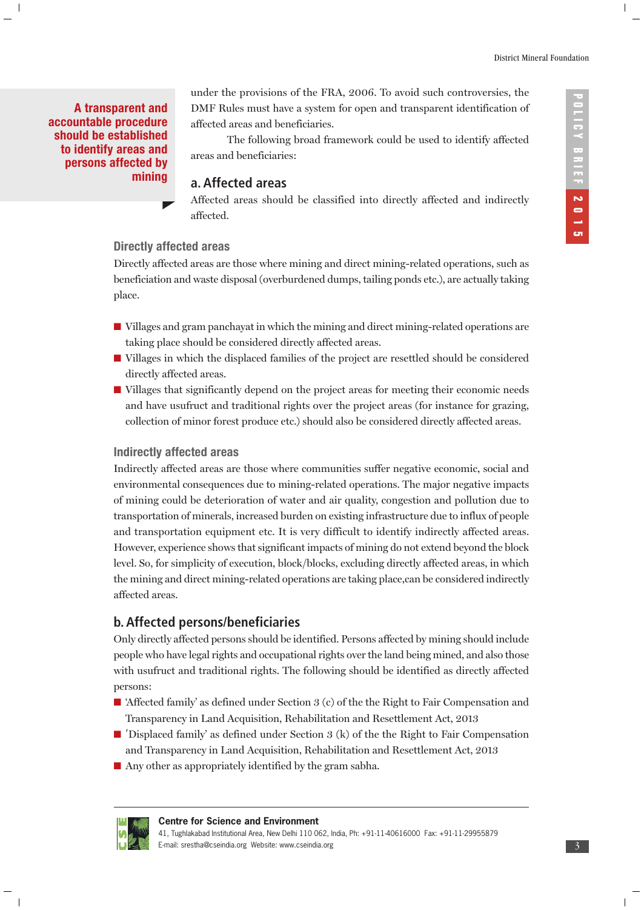**A transparent and accountable procedure should be established to identify areas and persons affected by mining**

under the provisions of the FRA, 2006. To avoid such controversies, the DMF Rules must have a system for open and transparent identification of affected areas and beneficiaries.

The following broad framework could be used to identify affected areas and beneficiaries:

## a. Affected areas

Affected areas should be classified into directly affected and indirectly affected.

### Directly affected areas

Directly affected areas are those where mining and direct mining-related operations, such as beneficiation and waste disposal (overburdened dumps, tailing ponds etc.), are actually taking place.

- Villages and gram panchayat in which the mining and direct mining-related operations are taking place should be considered directly affected areas.
- Villages in which the displaced families of the project are resettled should be considered directly affected areas.
- Villages that significantly depend on the project areas for meeting their economic needs and have usufruct and traditional rights over the project areas (for instance for grazing, collection of minor forest produce etc.) should also be considered directly affected areas.

### Indirectly affected areas

Indirectly affected areas are those where communities suffer negative economic, social and environmental consequences due to mining-related operations. The major negative impacts of mining could be deterioration of water and air quality, congestion and pollution due to transportation of minerals, increased burden on existing infrastructure due to influx of people and transportation equipment etc. It is very difficult to identify indirectly affected areas. However, experience shows that significant impacts of mining do not extend beyond the block level. So, for simplicity of execution, block/blocks, excluding directly affected areas, in which the mining and direct mining-related operations are taking place,can be considered indirectly affected areas.

## b. Affected persons/beneficiaries

Only directly affected persons should be identified. Persons affected by mining should include people who have legal rights and occupational rights over the land being mined, and also those with usufruct and traditional rights. The following should be identified as directly affected persons:

- 'Affected family' as defined under Section 3 (c) of the the Right to Fair Compensation and Transparency in Land Acquisition, Rehabilitation and Resettlement Act, 2013
- 'Displaced family' as defined under Section 3 (k) of the the Right to Fair Compensation and Transparency in Land Acquisition, Rehabilitation and Resettlement Act, 2013
- Any other as appropriately identified by the gram sabha.

**Centre for Science and Environment**
41, Tughlakabad Institutional Area, New Delhi 110 062, India, Ph: +91-11-40616000 Fax: +91-11-29955879
E-mail: srestha@cseindia.org Website: www.cseindia.org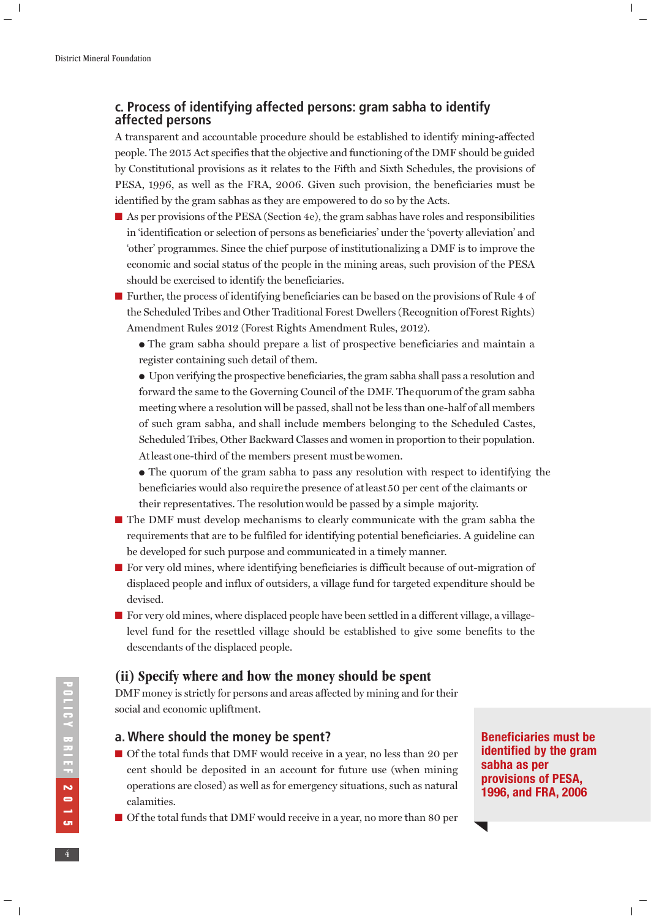### c. Process of identifying affected persons: gram sabha to identify affected persons

A transparent and accountable procedure should be established to identify mining-affected people. The 2015 Act specifies that the objective and functioning of the DMF should be guided by Constitutional provisions as it relates to the Fifth and Sixth Schedules, the provisions of PESA, 1996, as well as the FRA, 2006. Given such provision, the beneficiaries must be identified by the gram sabhas as they are empowered to do so by the Acts.

- As per provisions of the PESA (Section 4e), the gram sabhas have roles and responsibilities in 'identification or selection of persons as beneficiaries' under the 'poverty alleviation' and 'other' programmes. Since the chief purpose of institutionalizing a DMF is to improve the economic and social status of the people in the mining areas, such provision of the PESA should be exercised to identify the beneficiaries.
- Further, the process of identifying beneficiaries can be based on the provisions of Rule 4 of the Scheduled Tribes and Other Traditional Forest Dwellers (Recognition of Forest Rights) Amendment Rules 2012 (Forest Rights Amendment Rules, 2012).
  - The gram sabha should prepare a list of prospective beneficiaries and maintain a register containing such detail of them.
  - Upon verifying the prospective beneficiaries, the gram sabha shall pass a resolution and forward the same to the Governing Council of the DMF. The quorum of the gram sabha meeting where a resolution will be passed, shall not be less than one-half of all members of such gram sabha, and shall include members belonging to the Scheduled Castes, Scheduled Tribes, Other Backward Classes and women in proportion to their population. At least one-third of the members present must be women.
  - The quorum of the gram sabha to pass any resolution with respect to identifying the beneficiaries would also require the presence of at least 50 per cent of the claimants or their representatives. The resolution would be passed by a simple majority.
- The DMF must develop mechanisms to clearly communicate with the gram sabha the requirements that are to be fulfiled for identifying potential beneficiaries. A guideline can be developed for such purpose and communicated in a timely manner.
- For very old mines, where identifying beneficiaries is difficult because of out-migration of displaced people and influx of outsiders, a village fund for targeted expenditure should be devised.
- For very old mines, where displaced people have been settled in a different village, a village-level fund for the resettled village should be established to give some benefits to the descendants of the displaced people.

## (ii) Specify where and how the money should be spent

DMF money is strictly for persons and areas affected by mining and for their social and economic upliftment.

**Beneficiaries must be identified by the gram sabha as per provisions of PESA, 1996, and FRA, 2006**

### a. Where should the money be spent?

- Of the total funds that DMF would receive in a year, no less than 20 per cent should be deposited in an account for future use (when mining operations are closed) as well as for emergency situations, such as natural calamities.
- Of the total funds that DMF would receive in a year, no more than 80 per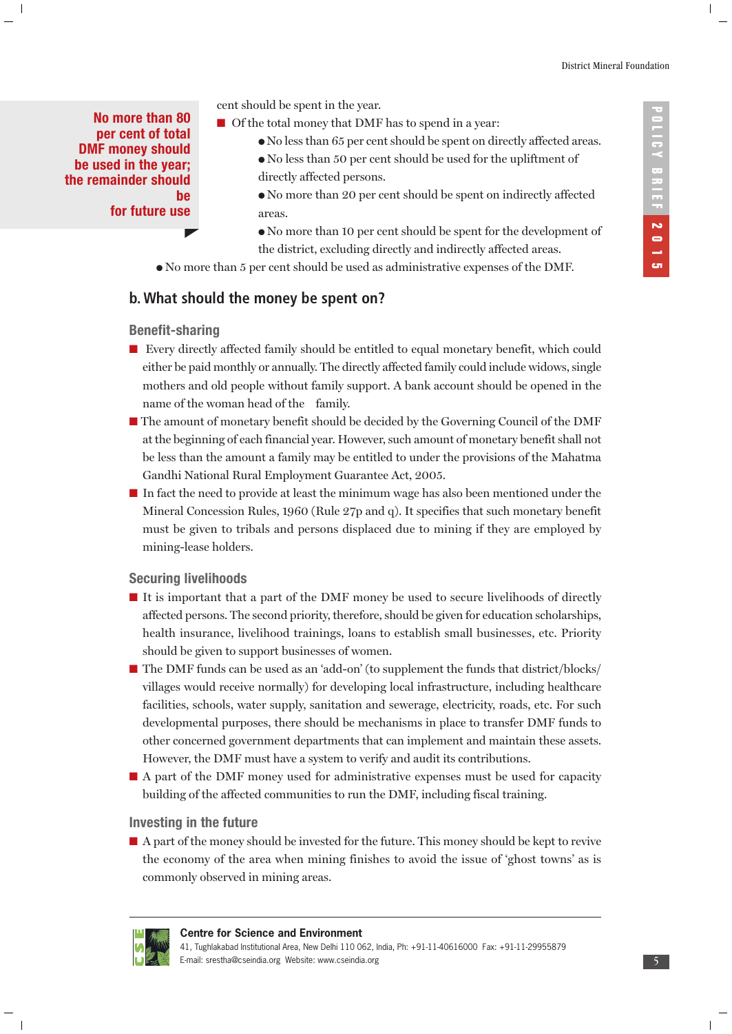**No more than 80 per cent of total DMF money should be used in the year; the remainder should be for future use**

cent should be spent in the year.

- Of the total money that DMF has to spend in a year:
  - No less than 65 per cent should be spent on directly affected areas.
  - No less than 50 per cent should be used for the upliftment of directly affected persons.
  - No more than 20 per cent should be spent on indirectly affected areas.
  - No more than 10 per cent should be spent for the development of the district, excluding directly and indirectly affected areas.
  - No more than 5 per cent should be used as administrative expenses of the DMF.

## b. What should the money be spent on?

### Benefit-sharing

- Every directly affected family should be entitled to equal monetary benefit, which could either be paid monthly or annually. The directly affected family could include widows, single mothers and old people without family support. A bank account should be opened in the name of the woman head of the family.
- The amount of monetary benefit should be decided by the Governing Council of the DMF at the beginning of each financial year. However, such amount of monetary benefit shall not be less than the amount a family may be entitled to under the provisions of the Mahatma Gandhi National Rural Employment Guarantee Act, 2005.
- In fact the need to provide at least the minimum wage has also been mentioned under the Mineral Concession Rules, 1960 (Rule 27p and q). It specifies that such monetary benefit must be given to tribals and persons displaced due to mining if they are employed by mining-lease holders.

### Securing livelihoods

- It is important that a part of the DMF money be used to secure livelihoods of directly affected persons. The second priority, therefore, should be given for education scholarships, health insurance, livelihood trainings, loans to establish small businesses, etc. Priority should be given to support businesses of women.
- The DMF funds can be used as an 'add-on' (to supplement the funds that district/blocks/villages would receive normally) for developing local infrastructure, including healthcare facilities, schools, water supply, sanitation and sewerage, electricity, roads, etc. For such developmental purposes, there should be mechanisms in place to transfer DMF funds to other concerned government departments that can implement and maintain these assets. However, the DMF must have a system to verify and audit its contributions.
- A part of the DMF money used for administrative expenses must be used for capacity building of the affected communities to run the DMF, including fiscal training.

### Investing in the future

- A part of the money should be invested for the future. This money should be kept to revive the economy of the area when mining finishes to avoid the issue of 'ghost towns' as is commonly observed in mining areas.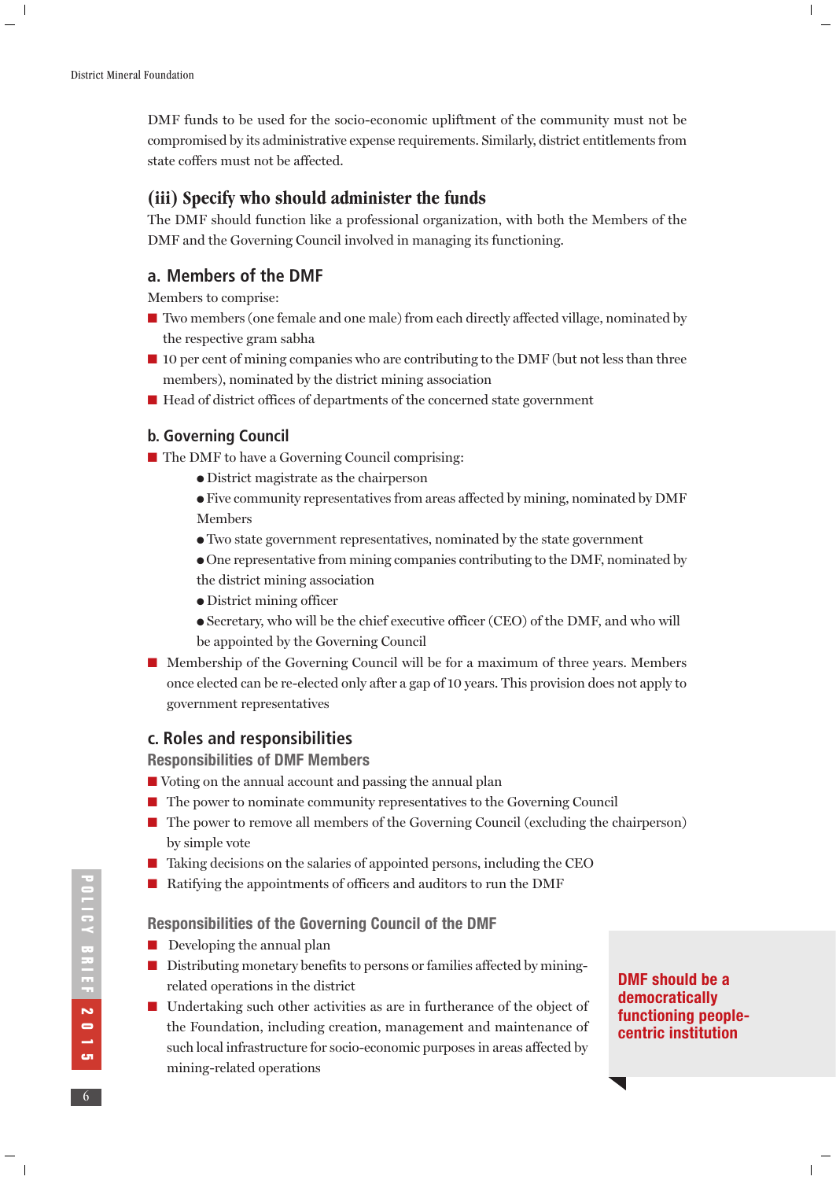DMF funds to be used for the socio-economic upliftment of the community must not be compromised by its administrative expense requirements. Similarly, district entitlements from state coffers must not be affected.

## (iii) Specify who should administer the funds

The DMF should function like a professional organization, with both the Members of the DMF and the Governing Council involved in managing its functioning.

### a. Members of the DMF

Members to comprise:

- Two members (one female and one male) from each directly affected village, nominated by the respective gram sabha
- 10 per cent of mining companies who are contributing to the DMF (but not less than three members), nominated by the district mining association
- Head of district offices of departments of the concerned state government

### b. Governing Council

- The DMF to have a Governing Council comprising:
  - District magistrate as the chairperson
  - Five community representatives from areas affected by mining, nominated by DMF Members
  - Two state government representatives, nominated by the state government
  - One representative from mining companies contributing to the DMF, nominated by the district mining association
  - District mining officer
  - Secretary, who will be the chief executive officer (CEO) of the DMF, and who will be appointed by the Governing Council
- Membership of the Governing Council will be for a maximum of three years. Members once elected can be re-elected only after a gap of 10 years. This provision does not apply to government representatives

### c. Roles and responsibilities

#### Responsibilities of DMF Members

- Voting on the annual account and passing the annual plan
- The power to nominate community representatives to the Governing Council
- The power to remove all members of the Governing Council (excluding the chairperson) by simple vote
- Taking decisions on the salaries of appointed persons, including the CEO
- Ratifying the appointments of officers and auditors to run the DMF

#### Responsibilities of the Governing Council of the DMF

- Developing the annual plan
- Distributing monetary benefits to persons or families affected by mining-related operations in the district
- Undertaking such other activities as are in furtherance of the object of the Foundation, including creation, management and maintenance of such local infrastructure for socio-economic purposes in areas affected by mining-related operations

**DMF should be a democratically functioning people-centric institution**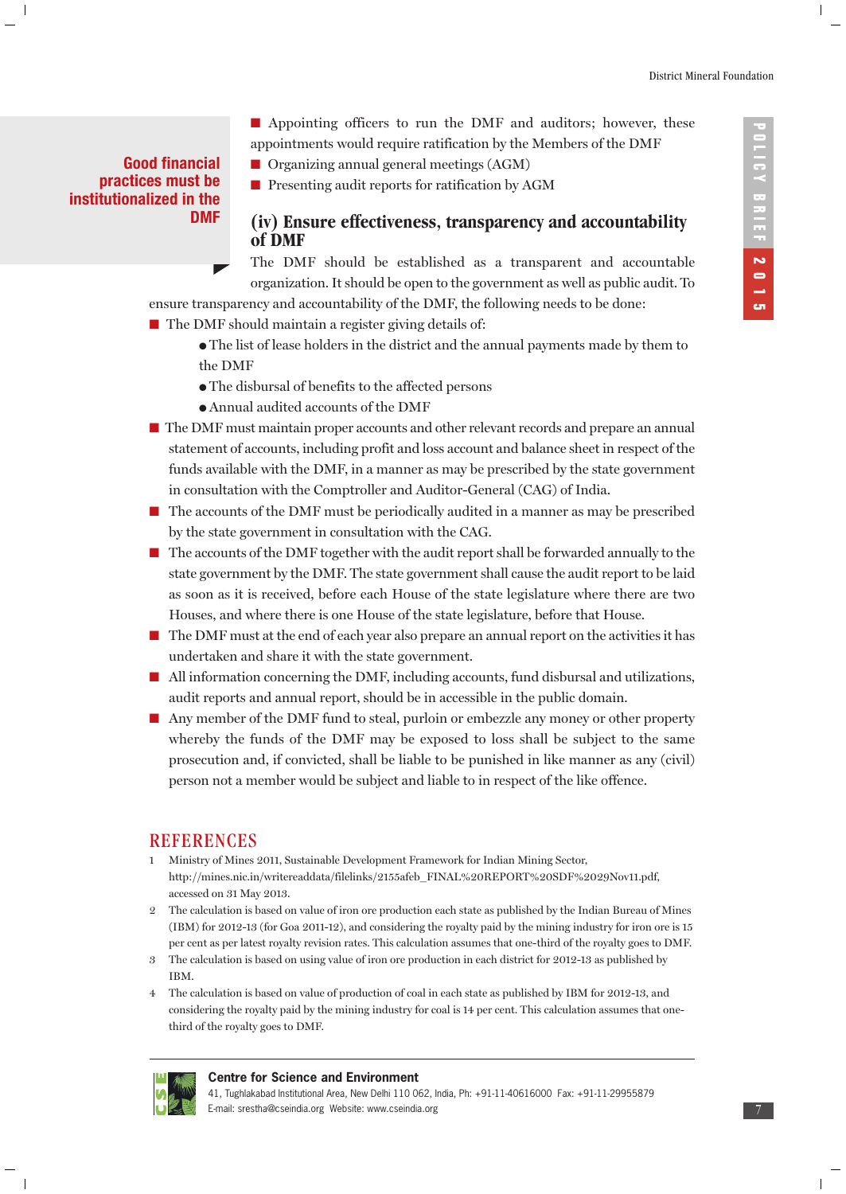- Appointing officers to run the DMF and auditors; however, these appointments would require ratification by the Members of the DMF
- Organizing annual general meetings (AGM)
- Presenting audit reports for ratification by AGM

**Good financial practices must be institutionalized in the DMF**

### (iv) Ensure effectiveness, transparency and accountability of DMF

The DMF should be established as a transparent and accountable organization. It should be open to the government as well as public audit. To ensure transparency and accountability of the DMF, the following needs to be done:

- The DMF should maintain a register giving details of:
  - The list of lease holders in the district and the annual payments made by them to the DMF
  - The disbursal of benefits to the affected persons
  - Annual audited accounts of the DMF
- The DMF must maintain proper accounts and other relevant records and prepare an annual statement of accounts, including profit and loss account and balance sheet in respect of the funds available with the DMF, in a manner as may be prescribed by the state government in consultation with the Comptroller and Auditor-General (CAG) of India.
- The accounts of the DMF must be periodically audited in a manner as may be prescribed by the state government in consultation with the CAG.
- The accounts of the DMF together with the audit report shall be forwarded annually to the state government by the DMF. The state government shall cause the audit report to be laid as soon as it is received, before each House of the state legislature where there are two Houses, and where there is one House of the state legislature, before that House.
- The DMF must at the end of each year also prepare an annual report on the activities it has undertaken and share it with the state government.
- All information concerning the DMF, including accounts, fund disbursal and utilizations, audit reports and annual report, should be in accessible in the public domain.
- Any member of the DMF fund to steal, purloin or embezzle any money or other property whereby the funds of the DMF may be exposed to loss shall be subject to the same prosecution and, if convicted, shall be liable to be punished in like manner as any (civil) person not a member would be subject and liable to in respect of the like offence.

## REFERENCES

1. Ministry of Mines 2011, Sustainable Development Framework for Indian Mining Sector, http://mines.nic.in/writereaddata/filelinks/2155afeb_FINAL%20REPORT%20SDF%2029Nov11.pdf, accessed on 31 May 2013.
2. The calculation is based on value of iron ore production each state as published by the Indian Bureau of Mines (IBM) for 2012-13 (for Goa 2011-12), and considering the royalty paid by the mining industry for iron ore is 15 per cent as per latest royalty revision rates. This calculation assumes that one-third of the royalty goes to DMF.
3. The calculation is based on using value of iron ore production in each district for 2012-13 as published by IBM.
4. The calculation is based on value of production of coal in each state as published by IBM for 2012-13, and considering the royalty paid by the mining industry for coal is 14 per cent. This calculation assumes that one-third of the royalty goes to DMF.

**Centre for Science and Environment**
41, Tughlakabad Institutional Area, New Delhi 110 062, India, Ph: +91-11-40616000 Fax: +91-11-29955879
E-mail: srestha@cseindia.org Website: www.cseindia.org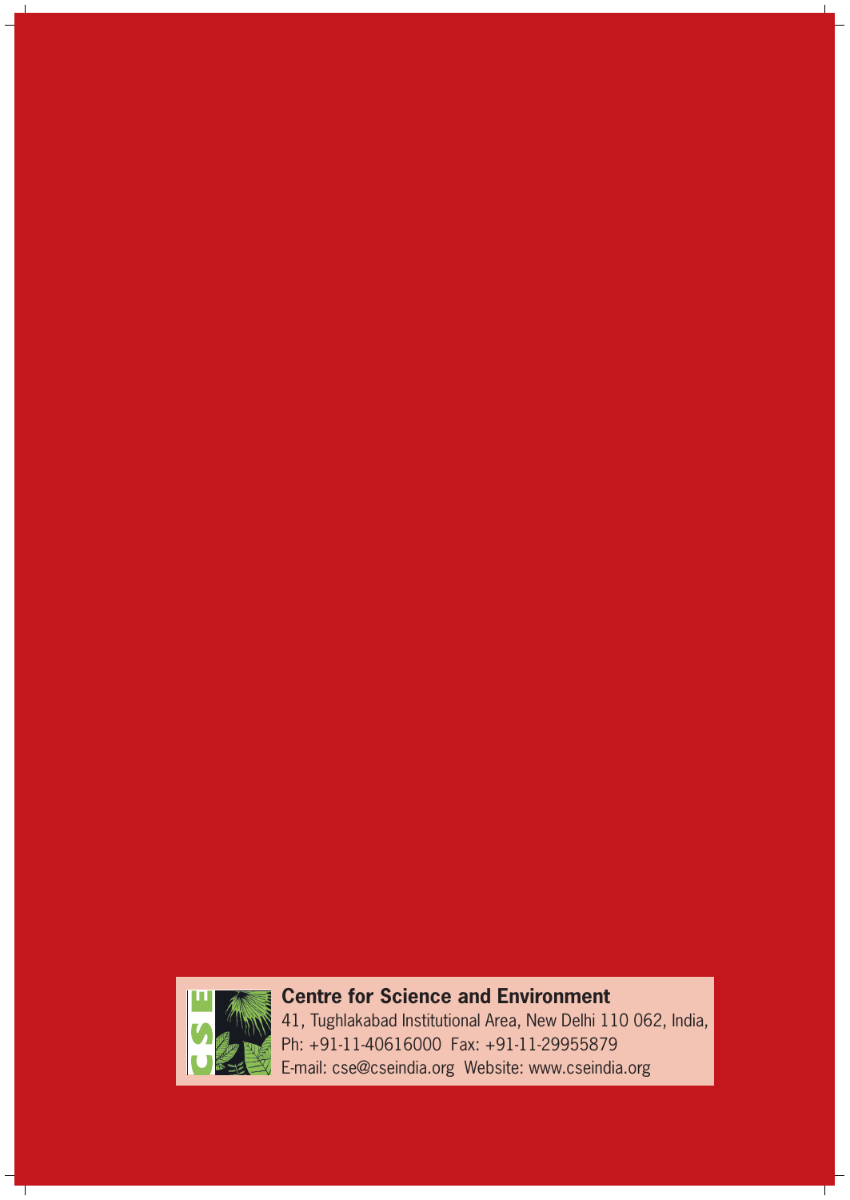**Centre for Science and Environment**
41, Tughlakabad Institutional Area, New Delhi 110 062, India,
Ph: +91-11-40616000 Fax: +91-11-29955879
E-mail: cse@cseindia.org Website: www.cseindia.org